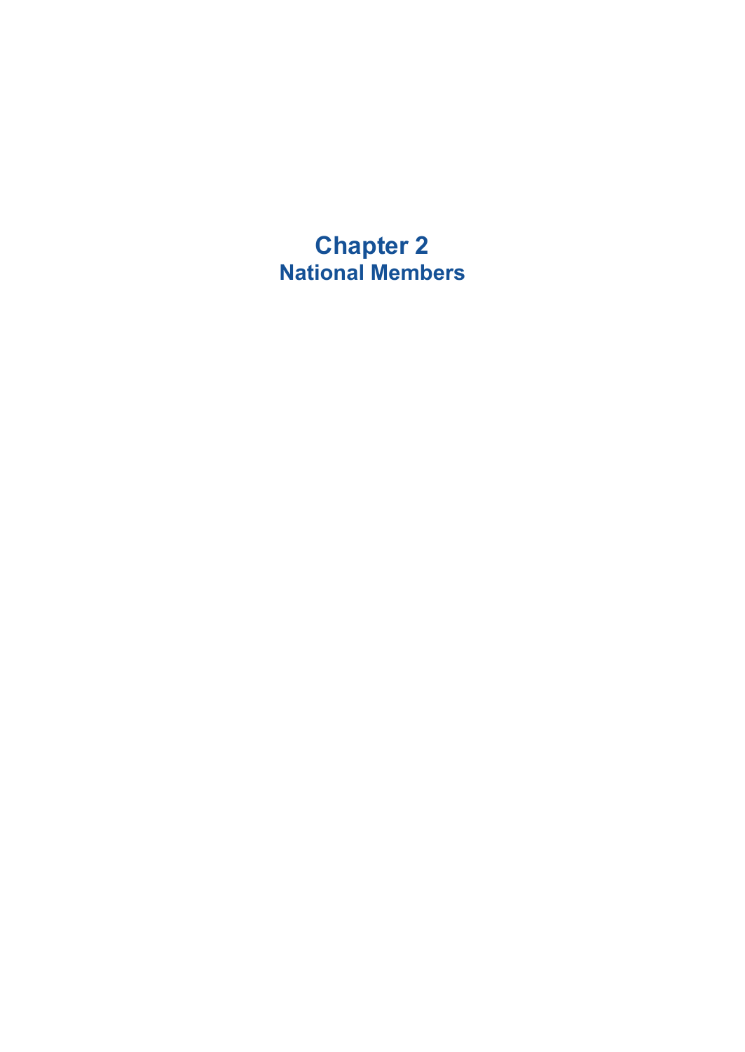# Chapter 2
## National Members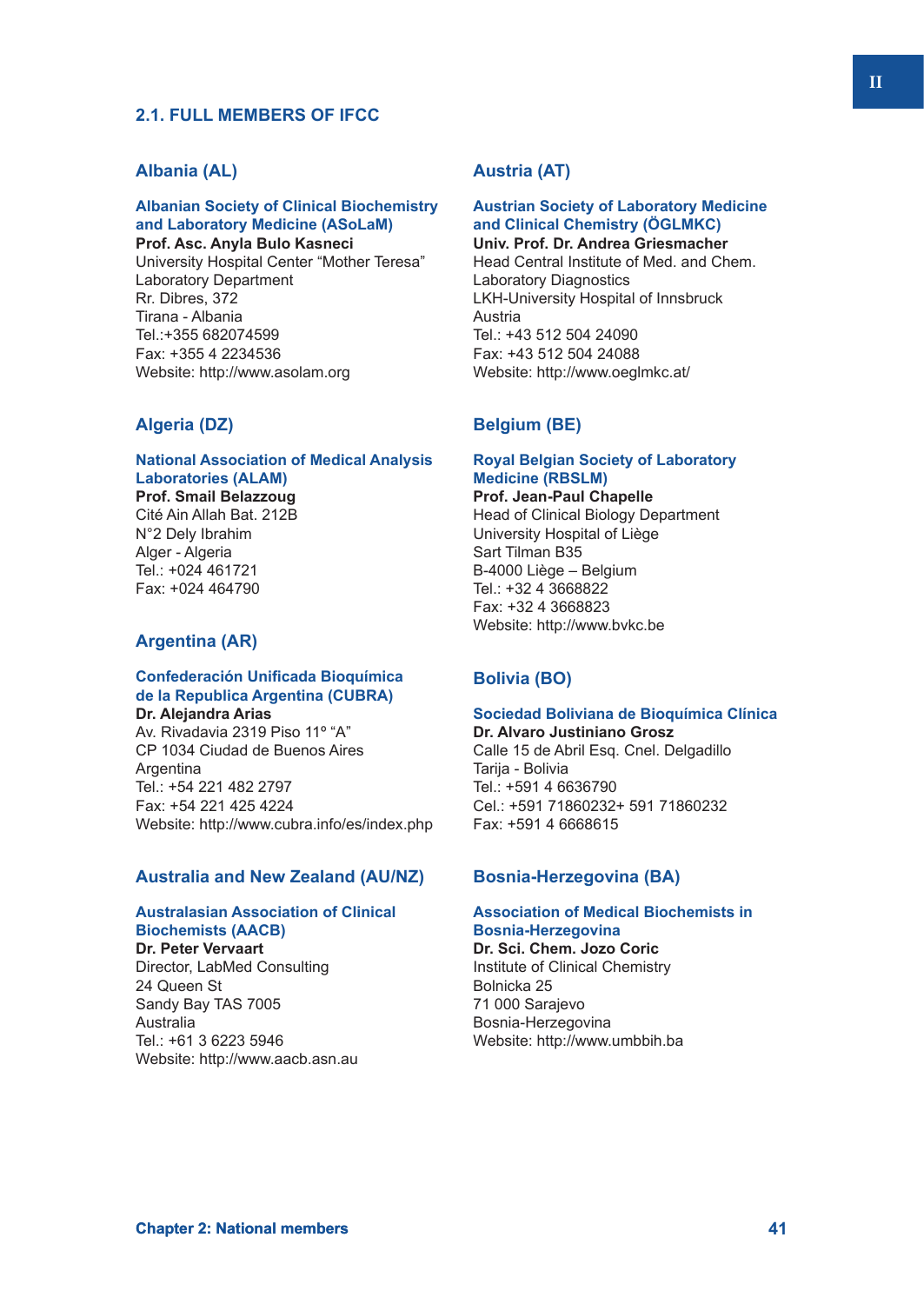## 2.1. FULL MEMBERS OF IFCC

### Albania (AL)

**Albanian Society of Clinical Biochemistry and Laboratory Medicine (ASoLaM)**
**Prof. Asc. Anyla Bulo Kasneci**
University Hospital Center "Mother Teresa"
Laboratory Department
Rr. Dibres, 372
Tirana - Albania
Tel.:+355 682074599
Fax: +355 4 2234536
Website: http://www.asolam.org

### Algeria (DZ)

**National Association of Medical Analysis Laboratories (ALAM)**
**Prof. Smail Belazzoug**
Cité Ain Allah Bat. 212B
N°2 Dely Ibrahim
Alger - Algeria
Tel.: +024 461721
Fax: +024 464790

### Argentina (AR)

**Confederación Unificada Bioquímica de la Republica Argentina (CUBRA)**
**Dr. Alejandra Arias**
Av. Rivadavia 2319 Piso 11º "A"
CP 1034 Ciudad de Buenos Aires
Argentina
Tel.: +54 221 482 2797
Fax: +54 221 425 4224
Website: http://www.cubra.info/es/index.php

### Australia and New Zealand (AU/NZ)

**Australasian Association of Clinical Biochemists (AACB)**
**Dr. Peter Vervaart**
Director, LabMed Consulting
24 Queen St
Sandy Bay TAS 7005
Australia
Tel.: +61 3 6223 5946
Website: http://www.aacb.asn.au

### Austria (AT)

**Austrian Society of Laboratory Medicine and Clinical Chemistry (ÖGLMKC)**
**Univ. Prof. Dr. Andrea Griesmacher**
Head Central Institute of Med. and Chem. Laboratory Diagnostics
LKH-University Hospital of Innsbruck
Austria
Tel.: +43 512 504 24090
Fax: +43 512 504 24088
Website: http://www.oeglmkc.at/

### Belgium (BE)

**Royal Belgian Society of Laboratory Medicine (RBSLM)**
**Prof. Jean-Paul Chapelle**
Head of Clinical Biology Department
University Hospital of Liège
Sart Tilman B35
B-4000 Liège – Belgium
Tel.: +32 4 3668822
Fax: +32 4 3668823
Website: http://www.bvkc.be

### Bolivia (BO)

**Sociedad Boliviana de Bioquímica Clínica**
**Dr. Alvaro Justiniano Grosz**
Calle 15 de Abril Esq. Cnel. Delgadillo
Tarija - Bolivia
Tel.: +591 4 6636790
Cel.: +591 71860232+ 591 71860232
Fax: +591 4 6668615

### Bosnia-Herzegovina (BA)

**Association of Medical Biochemists in Bosnia-Herzegovina**
**Dr. Sci. Chem. Jozo Coric**
Institute of Clinical Chemistry
Bolnicka 25
71 000 Sarajevo
Bosnia-Herzegovina
Website: http://www.umbbih.ba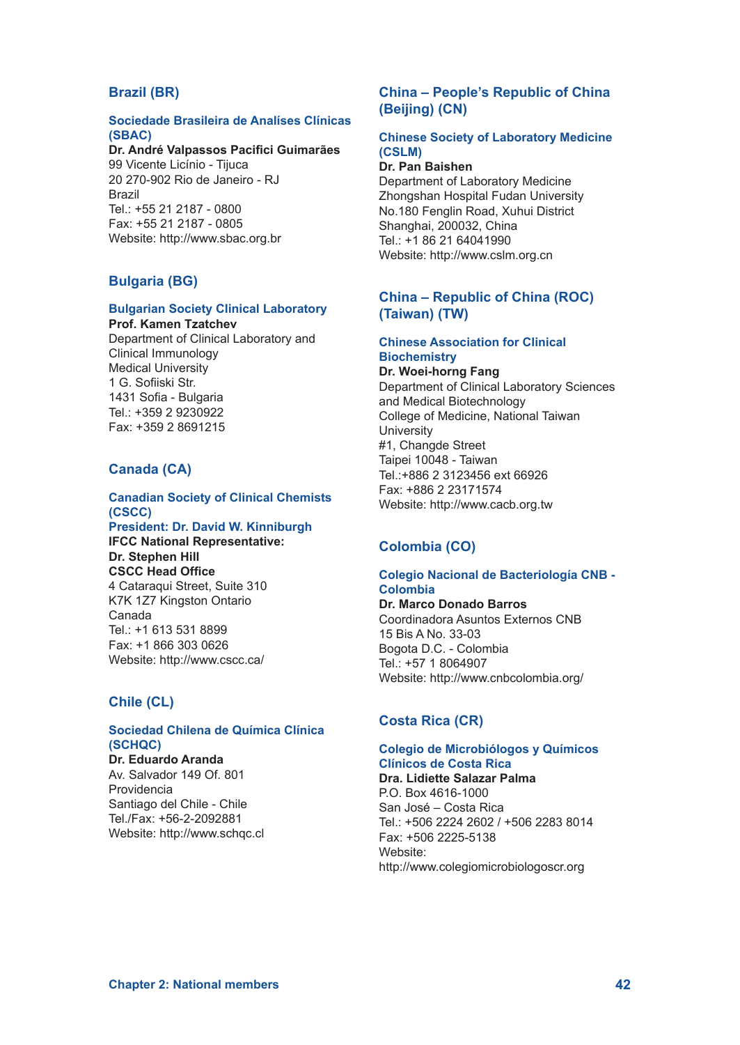## Brazil (BR)

### Sociedade Brasileira de Analíses Clínicas (SBAC)

**Dr. André Valpassos Pacifici Guimarães**
99 Vicente Licínio - Tijuca
20 270-902 Rio de Janeiro - RJ
Brazil
Tel.: +55 21 2187 - 0800
Fax: +55 21 2187 - 0805
Website: http://www.sbac.org.br

## Bulgaria (BG)

### Bulgarian Society Clinical Laboratory

**Prof. Kamen Tzatchev**
Department of Clinical Laboratory and Clinical Immunology
Medical University
1 G. Sofiiski Str.
1431 Sofia - Bulgaria
Tel.: +359 2 9230922
Fax: +359 2 8691215

## Canada (CA)

### Canadian Society of Clinical Chemists (CSCC)

### President: Dr. David W. Kinniburgh

**IFCC National Representative:**
**Dr. Stephen Hill**
**CSCC Head Office**
4 Cataraqui Street, Suite 310
K7K 1Z7 Kingston Ontario
Canada
Tel.: +1 613 531 8899
Fax: +1 866 303 0626
Website: http://www.cscc.ca/

## Chile (CL)

### Sociedad Chilena de Química Clínica (SCHQC)

**Dr. Eduardo Aranda**
Av. Salvador 149 Of. 801
Providencia
Santiago del Chile - Chile
Tel./Fax: +56-2-2092881
Website: http://www.schqc.cl

## China – People's Republic of China (Beijing) (CN)

### Chinese Society of Laboratory Medicine (CSLM)

**Dr. Pan Baishen**
Department of Laboratory Medicine
Zhongshan Hospital Fudan University
No.180 Fenglin Road, Xuhui District
Shanghai, 200032, China
Tel.: +1 86 21 64041990
Website: http://www.cslm.org.cn

## China – Republic of China (ROC) (Taiwan) (TW)

### Chinese Association for Clinical Biochemistry

**Dr. Woei-horng Fang**
Department of Clinical Laboratory Sciences and Medical Biotechnology
College of Medicine, National Taiwan University
#1, Changde Street
Taipei 10048 - Taiwan
Tel.:+886 2 3123456 ext 66926
Fax: +886 2 23171574
Website: http://www.cacb.org.tw

## Colombia (CO)

### Colegio Nacional de Bacteriología CNB - Colombia

**Dr. Marco Donado Barros**
Coordinadora Asuntos Externos CNB
15 Bis A No. 33-03
Bogota D.C. - Colombia
Tel.: +57 1 8064907
Website: http://www.cnbcolombia.org/

## Costa Rica (CR)

### Colegio de Microbiólogos y Químicos Clínicos de Costa Rica

**Dra. Lidiette Salazar Palma**
P.O. Box 4616-1000
San José – Costa Rica
Tel.: +506 2224 2602 / +506 2283 8014
Fax: +506 2225-5138
Website:
http://www.colegiomicrobiologoscr.org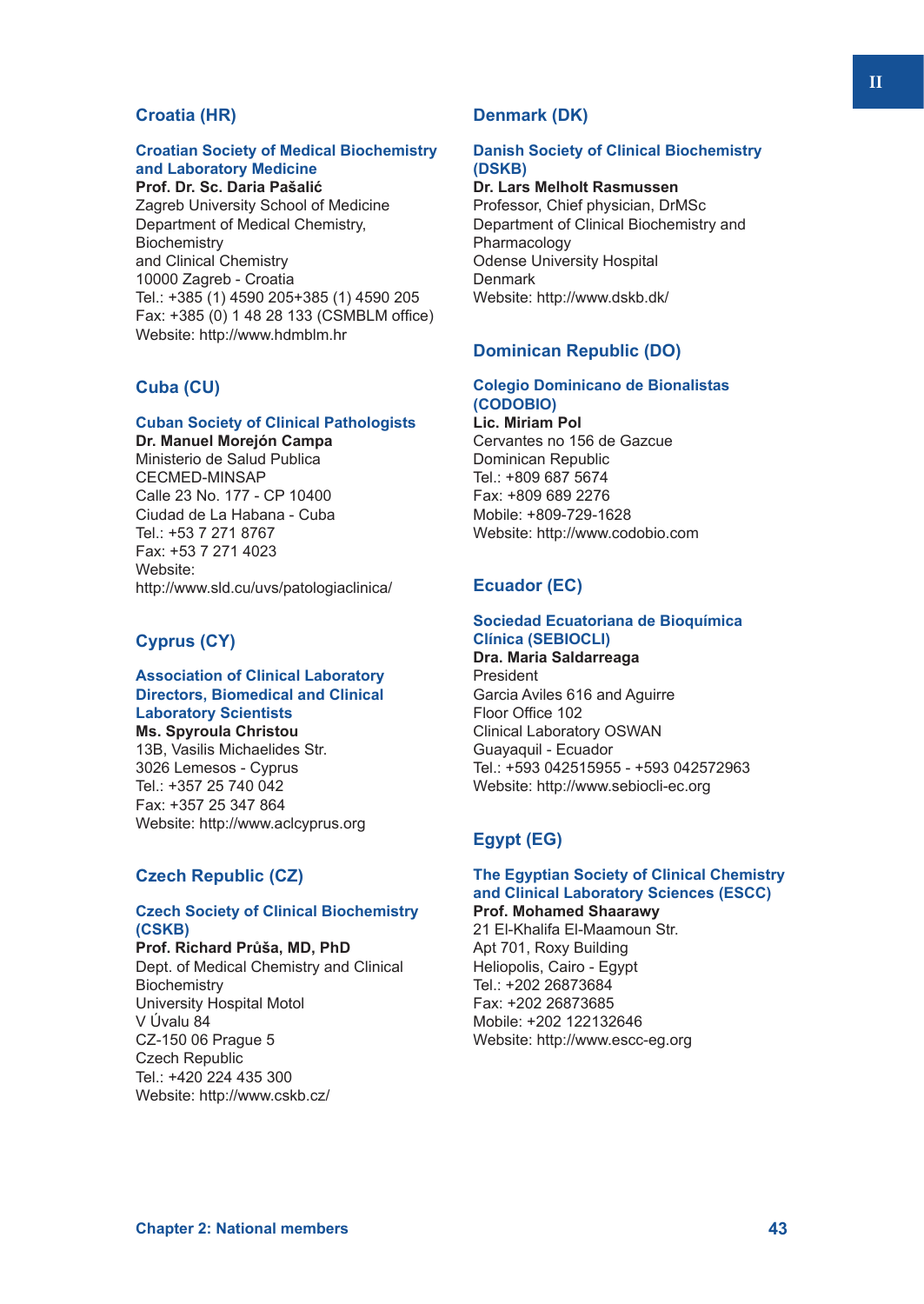## Croatia (HR)

### Croatian Society of Medical Biochemistry and Laboratory Medicine

**Prof. Dr. Sc. Daria Pašalić**
Zagreb University School of Medicine
Department of Medical Chemistry, Biochemistry
and Clinical Chemistry
10000 Zagreb - Croatia
Tel.: +385 (1) 4590 205+385 (1) 4590 205
Fax: +385 (0) 1 48 28 133 (CSMBLM office)
Website: http://www.hdmblm.hr

## Cuba (CU)

### Cuban Society of Clinical Pathologists

**Dr. Manuel Morejón Campa**
Ministerio de Salud Publica
CECMED-MINSAP
Calle 23 No. 177 - CP 10400
Ciudad de La Habana - Cuba
Tel.: +53 7 271 8767
Fax: +53 7 271 4023
Website:
http://www.sld.cu/uvs/patologiaclinica/

## Cyprus (CY)

### Association of Clinical Laboratory Directors, Biomedical and Clinical Laboratory Scientists

**Ms. Spyroula Christou**
13B, Vasilis Michaelides Str.
3026 Lemesos - Cyprus
Tel.: +357 25 740 042
Fax: +357 25 347 864
Website: http://www.aclcyprus.org

## Czech Republic (CZ)

### Czech Society of Clinical Biochemistry (CSKB)

**Prof. Richard Průša, MD, PhD**
Dept. of Medical Chemistry and Clinical Biochemistry
University Hospital Motol
V Úvalu 84
CZ-150 06 Prague 5
Czech Republic
Tel.: +420 224 435 300
Website: http://www.cskb.cz/

## Denmark (DK)

### Danish Society of Clinical Biochemistry (DSKB)

**Dr. Lars Melholt Rasmussen**
Professor, Chief physician, DrMSc
Department of Clinical Biochemistry and Pharmacology
Odense University Hospital
Denmark
Website: http://www.dskb.dk/

## Dominican Republic (DO)

### Colegio Dominicano de Bionalistas (CODOBIO)

**Lic. Miriam Pol**
Cervantes no 156 de Gazcue
Dominican Republic
Tel.: +809 687 5674
Fax: +809 689 2276
Mobile: +809-729-1628
Website: http://www.codobio.com

## Ecuador (EC)

### Sociedad Ecuatoriana de Bioquímica Clínica (SEBIOCLI)

**Dra. Maria Saldarreaga**
President
Garcia Aviles 616 and Aguirre
Floor Office 102
Clinical Laboratory OSWAN
Guayaquil - Ecuador
Tel.: +593 042515955 - +593 042572963
Website: http://www.sebiocli-ec.org

## Egypt (EG)

### The Egyptian Society of Clinical Chemistry and Clinical Laboratory Sciences (ESCC)

**Prof. Mohamed Shaarawy**
21 El-Khalifa El-Maamoun Str.
Apt 701, Roxy Building
Heliopolis, Cairo - Egypt
Tel.: +202 26873684
Fax: +202 26873685
Mobile: +202 122132646
Website: http://www.escc-eg.org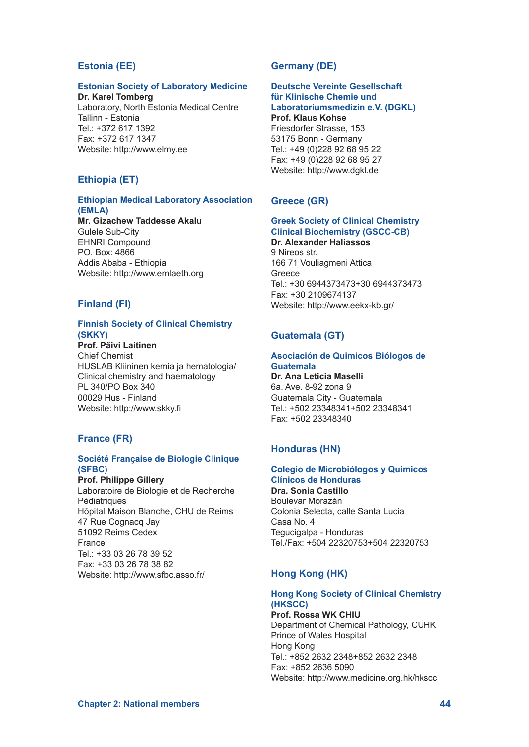## Estonia (EE)

### Estonian Society of Laboratory Medicine

**Dr. Karel Tomberg**
Laboratory, North Estonia Medical Centre
Tallinn - Estonia
Tel.: +372 617 1392
Fax: +372 617 1347
Website: http://www.elmy.ee

## Ethiopia (ET)

### Ethiopian Medical Laboratory Association (EMLA)

**Mr. Gizachew Taddesse Akalu**
Gulele Sub-City
EHNRI Compound
PO. Box: 4866
Addis Ababa - Ethiopia
Website: http://www.emlaeth.org

## Finland (FI)

### Finnish Society of Clinical Chemistry (SKKY)

**Prof. Päivi Laitinen**
Chief Chemist
HUSLAB Kliininen kemia ja hematologia/
Clinical chemistry and haematology
PL 340/PO Box 340
00029 Hus - Finland
Website: http://www.skky.fi

## France (FR)

### Société Française de Biologie Clinique (SFBC)

**Prof. Philippe Gillery**
Laboratoire de Biologie et de Recherche Pédiatriques
Hôpital Maison Blanche, CHU de Reims
47 Rue Cognacq Jay
51092 Reims Cedex
France
Tel.: +33 03 26 78 39 52
Fax: +33 03 26 78 38 82
Website: http://www.sfbc.asso.fr/

## Germany (DE)

### Deutsche Vereinte Gesellschaft für Klinische Chemie und Laboratoriumsmedizin e.V. (DGKL)

**Prof. Klaus Kohse**
Friesdorfer Strasse, 153
53175 Bonn - Germany
Tel.: +49 (0)228 92 68 95 22
Fax: +49 (0)228 92 68 95 27
Website: http://www.dgkl.de

## Greece (GR)

### Greek Society of Clinical Chemistry Clinical Biochemistry (GSCC-CB)

**Dr. Alexander Haliassos**
9 Nireos str.
166 71 Vouliagmeni Attica
Greece
Tel.: +30 6944373473+30 6944373473
Fax: +30 2109674137
Website: http://www.eekx-kb.gr/

## Guatemala (GT)

### Asociación de Quimicos Biólogos de Guatemala

**Dr. Ana Leticia Maselli**
6a. Ave. 8-92 zona 9
Guatemala City - Guatemala
Tel.: +502 23348341+502 23348341
Fax: +502 23348340

## Honduras (HN)

### Colegio de Microbiólogos y Químicos Clínicos de Honduras

**Dra. Sonia Castillo**
Boulevar Morazán
Colonia Selecta, calle Santa Lucia
Casa No. 4
Tegucigalpa - Honduras
Tel./Fax: +504 22320753+504 22320753

## Hong Kong (HK)

### Hong Kong Society of Clinical Chemistry (HKSCC)

**Prof. Rossa WK CHIU**
Department of Chemical Pathology, CUHK
Prince of Wales Hospital
Hong Kong
Tel.: +852 2632 2348+852 2632 2348
Fax: +852 2636 5090
Website: http://www.medicine.org.hk/hkscc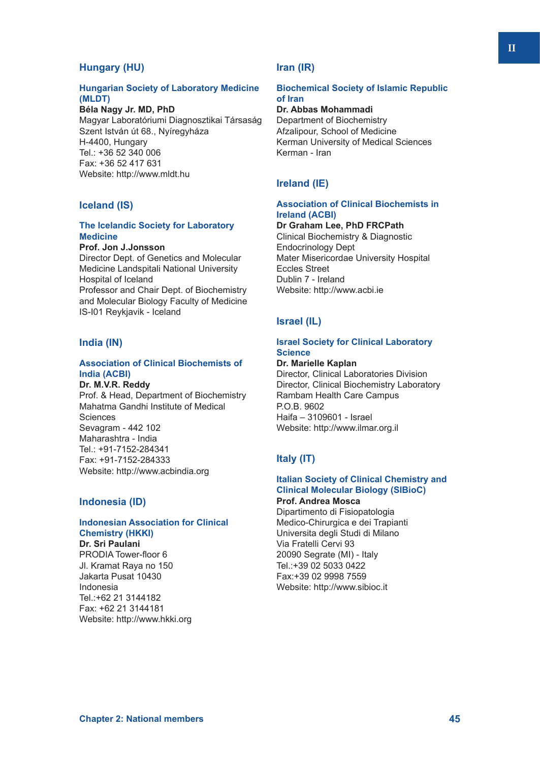## Hungary (HU)

### Hungarian Society of Laboratory Medicine (MLDT)

**Béla Nagy Jr. MD, PhD**
Magyar Laboratóriumi Diagnosztikai Társaság
Szent István út 68., Nyíregyháza
H-4400, Hungary
Tel.: +36 52 340 006
Fax: +36 52 417 631
Website: http://www.mldt.hu

## Iceland (IS)

### The Icelandic Society for Laboratory Medicine

**Prof. Jon J.Jonsson**
Director Dept. of Genetics and Molecular Medicine Landspitali National University Hospital of Iceland
Professor and Chair Dept. of Biochemistry and Molecular Biology Faculty of Medicine
IS-I01 Reykjavik - Iceland

## India (IN)

### Association of Clinical Biochemists of India (ACBI)

**Dr. M.V.R. Reddy**
Prof. & Head, Department of Biochemistry
Mahatma Gandhi Institute of Medical Sciences
Sevagram - 442 102
Maharashtra - India
Tel.: +91-7152-284341
Fax: +91-7152-284333
Website: http://www.acbindia.org

## Indonesia (ID)

### Indonesian Association for Clinical Chemistry (HKKI)

**Dr. Sri Paulani**
PRODIA Tower-floor 6
Jl. Kramat Raya no 150
Jakarta Pusat 10430
Indonesia
Tel.:+62 21 3144182
Fax: +62 21 3144181
Website: http://www.hkki.org

## Iran (IR)

### Biochemical Society of Islamic Republic of Iran

**Dr. Abbas Mohammadi**
Department of Biochemistry
Afzalipour, School of Medicine
Kerman University of Medical Sciences
Kerman - Iran

## Ireland (IE)

### Association of Clinical Biochemists in Ireland (ACBI)

**Dr Graham Lee, PhD FRCPath**
Clinical Biochemistry & Diagnostic Endocrinology Dept
Mater Misericordae University Hospital
Eccles Street
Dublin 7 - Ireland
Website: http://www.acbi.ie

## Israel (IL)

### Israel Society for Clinical Laboratory Science

**Dr. Marielle Kaplan**
Director, Clinical Laboratories Division
Director, Clinical Biochemistry Laboratory
Rambam Health Care Campus
P.O.B. 9602
Haifa – 3109601 - Israel
Website: http://www.ilmar.org.il

## Italy (IT)

### Italian Society of Clinical Chemistry and Clinical Molecular Biology (SIBioC)

**Prof. Andrea Mosca**
Dipartimento di Fisiopatologia Medico-Chirurgica e dei Trapianti
Universita degli Studi di Milano
Via Fratelli Cervi 93
20090 Segrate (MI) - Italy
Tel.:+39 02 5033 0422
Fax:+39 02 9998 7559
Website: http://www.sibioc.it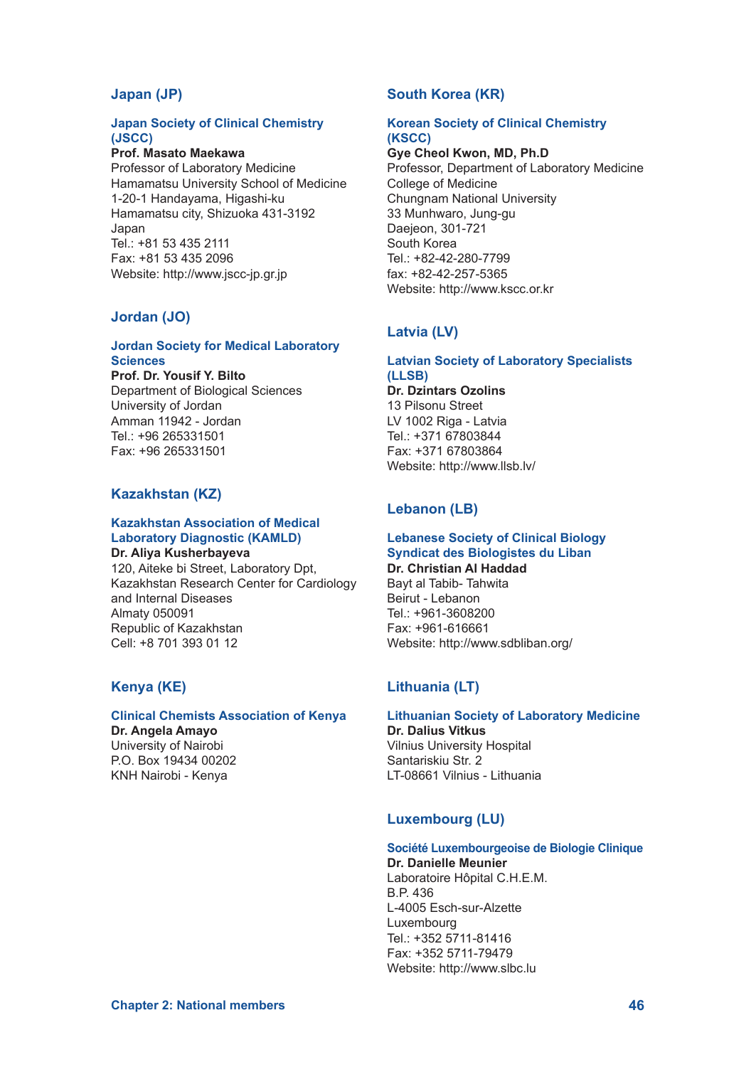## Japan (JP)

### Japan Society of Clinical Chemistry (JSCC)

**Prof. Masato Maekawa**
Professor of Laboratory Medicine
Hamamatsu University School of Medicine
1-20-1 Handayama, Higashi-ku
Hamamatsu city, Shizuoka 431-3192
Japan
Tel.: +81 53 435 2111
Fax: +81 53 435 2096
Website: http://www.jscc-jp.gr.jp

## Jordan (JO)

### Jordan Society for Medical Laboratory Sciences

**Prof. Dr. Yousif Y. Bilto**
Department of Biological Sciences
University of Jordan
Amman 11942 - Jordan
Tel.: +96 265331501
Fax: +96 265331501

## Kazakhstan (KZ)

### Kazakhstan Association of Medical Laboratory Diagnostic (KAMLD)

**Dr. Aliya Kusherbayeva**
120, Aiteke bi Street, Laboratory Dpt,
Kazakhstan Research Center for Cardiology and Internal Diseases
Almaty 050091
Republic of Kazakhstan
Cell: +8 701 393 01 12

## Kenya (KE)

### Clinical Chemists Association of Kenya

**Dr. Angela Amayo**
University of Nairobi
P.O. Box 19434 00202
KNH Nairobi - Kenya

## South Korea (KR)

### Korean Society of Clinical Chemistry (KSCC)

**Gye Cheol Kwon, MD, Ph.D**
Professor, Department of Laboratory Medicine
College of Medicine
Chungnam National University
33 Munhwaro, Jung-gu
Daejeon, 301-721
South Korea
Tel.: +82-42-280-7799
fax: +82-42-257-5365
Website: http://www.kscc.or.kr

## Latvia (LV)

### Latvian Society of Laboratory Specialists (LLSB)

**Dr. Dzintars Ozolins**
13 Pilsonu Street
LV 1002 Riga - Latvia
Tel.: +371 67803844
Fax: +371 67803864
Website: http://www.llsb.lv/

## Lebanon (LB)

### Lebanese Society of Clinical Biology Syndicat des Biologistes du Liban

**Dr. Christian Al Haddad**
Bayt al Tabib- Tahwita
Beirut - Lebanon
Tel.: +961-3608200
Fax: +961-616661
Website: http://www.sdbliban.org/

## Lithuania (LT)

### Lithuanian Society of Laboratory Medicine

**Dr. Dalius Vitkus**
Vilnius University Hospital
Santariskiu Str. 2
LT-08661 Vilnius - Lithuania

## Luxembourg (LU)

### Société Luxembourgeoise de Biologie Clinique

**Dr. Danielle Meunier**
Laboratoire Hôpital C.H.E.M.
B.P. 436
L-4005 Esch-sur-Alzette
Luxembourg
Tel.: +352 5711-81416
Fax: +352 5711-79479
Website: http://www.slbc.lu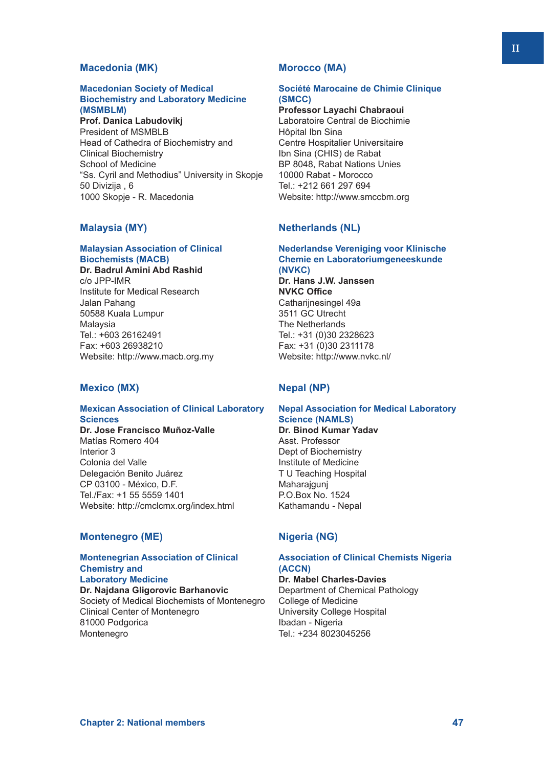## Macedonia (MK)

### Macedonian Society of Medical Biochemistry and Laboratory Medicine (MSMBLM)

**Prof. Danica Labudovikj**
President of MSMBLB
Head of Cathedra of Biochemistry and Clinical Biochemistry
School of Medicine
"Ss. Cyril and Methodius" University in Skopje
50 Divizija , 6
1000 Skopje - R. Macedonia

## Malaysia (MY)

### Malaysian Association of Clinical Biochemists (MACB)

**Dr. Badrul Amini Abd Rashid**
c/o JPP-IMR
Institute for Medical Research
Jalan Pahang
50588 Kuala Lumpur
Malaysia
Tel.: +603 26162491
Fax: +603 26938210
Website: http://www.macb.org.my

## Mexico (MX)

### Mexican Association of Clinical Laboratory Sciences

**Dr. Jose Francisco Muñoz-Valle**
Matías Romero 404
Interior 3
Colonia del Valle
Delegación Benito Juárez
CP 03100 - México, D.F.
Tel./Fax: +1 55 5559 1401
Website: http://cmclcmx.org/index.html

## Montenegro (ME)

### Montenegrian Association of Clinical Chemistry and Laboratory Medicine

**Dr. Najdana Gligorovic Barhanovic**
Society of Medical Biochemists of Montenegro
Clinical Center of Montenegro
81000 Podgorica
Montenegro

## Morocco (MA)

### Société Marocaine de Chimie Clinique (SMCC)

**Professor Layachi Chabraoui**
Laboratoire Central de Biochimie
Hôpital Ibn Sina
Centre Hospitalier Universitaire
Ibn Sina (CHIS) de Rabat
BP 8048, Rabat Nations Unies
10000 Rabat - Morocco
Tel.: +212 661 297 694
Website: http://www.smccbm.org

## Netherlands (NL)

### Nederlandse Vereniging voor Klinische Chemie en Laboratoriumgeneeskunde (NVKC)

**Dr. Hans J.W. Janssen**
**NVKC Office**
Catharijnesingel 49a
3511 GC Utrecht
The Netherlands
Tel.: +31 (0)30 2328623
Fax: +31 (0)30 2311178
Website: http://www.nvkc.nl/

## Nepal (NP)

### Nepal Association for Medical Laboratory Science (NAMLS)

**Dr. Binod Kumar Yadav**
Asst. Professor
Dept of Biochemistry
Institute of Medicine
T U Teaching Hospital
Maharajgunj
P.O.Box No. 1524
Kathamandu - Nepal

## Nigeria (NG)

### Association of Clinical Chemists Nigeria (ACCN)

**Dr. Mabel Charles-Davies**
Department of Chemical Pathology
College of Medicine
University College Hospital
Ibadan - Nigeria
Tel.: +234 8023045256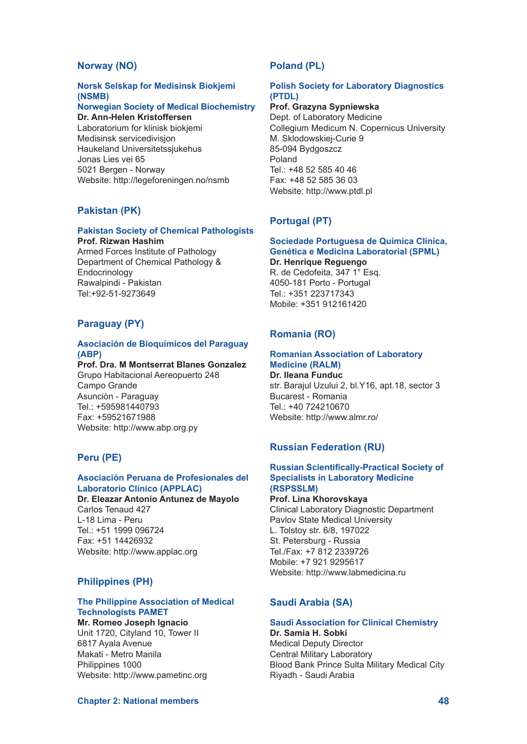## Norway (NO)

### Norsk Selskap for Medisinsk Biokjemi (NSMB)
### Norwegian Society of Medical Biochemistry

**Dr. Ann-Helen Kristoffersen**
Laboratorium for klinisk biokjemi
Medisinsk servicedivisjon
Haukeland Universitetssjukehus
Jonas Lies vei 65
5021 Bergen - Norway
Website: http://legeforeningen.no/nsmb

## Pakistan (PK)

### Pakistan Society of Chemical Pathologists

**Prof. Rizwan Hashim**
Armed Forces Institute of Pathology
Department of Chemical Pathology & Endocrinology
Rawalpindi - Pakistan
Tel:+92-51-9273649

## Paraguay (PY)

### Asociación de Bioquímicos del Paraguay (ABP)

**Prof. Dra. M Montserrat Blanes Gonzalez**
Grupo Habitacional Aereopuerto 248
Campo Grande
Asunciòn - Paraguay
Tel.: +595981440793
Fax: +59521671988
Website: http://www.abp.org.py

## Peru (PE)

### Asociación Peruana de Profesionales del Laboratorio Clínico (APPLAC)

**Dr. Eleazar Antonio Antunez de Mayolo**
Carlos Tenaud 427
L-18 Lima - Peru
Tel.: +51 1999 096724
Fax: +51 14426932
Website: http://www.applac.org

## Philippines (PH)

### The Philippine Association of Medical Technologists PAMET

**Mr. Romeo Joseph Ignacio**
Unit 1720, Cityland 10, Tower II
6817 Ayala Avenue
Makati - Metro Manila
Philippines 1000
Website: http://www.pametinc.org

## Poland (PL)

### Polish Society for Laboratory Diagnostics (PTDL)

**Prof. Grazyna Sypniewska**
Dept. of Laboratory Medicine
Collegium Medicum N. Copernicus University
M. Sklodowskiej-Curie 9
85-094 Bydgoszcz
Poland
Tel.: +48 52 585 40 46
Fax: +48 52 585 36 03
Website: http://www.ptdl.pl

## Portugal (PT)

### Sociedade Portuguesa de Química Clínica, Genética e Medicina Laboratorial (SPML)

**Dr. Henrique Reguengo**
R. de Cedofeita, 347 1° Esq.
4050-181 Porto - Portugal
Tel.: +351 223717343
Mobile: +351 912161420

## Romania (RO)

### Romanian Association of Laboratory Medicine (RALM)

**Dr. Ileana Funduc**
str. Barajul Uzului 2, bl.Y16, apt.18, sector 3
Bucarest - Romania
Tel.: +40 724210670
Website: http://www.almr.ro/

## Russian Federation (RU)

### Russian Scientifically-Practical Society of Specialists in Laboratory Medicine (RSPSSLM)

**Prof. Lina Khorovskaya**
Clinical Laboratory Diagnostic Department
Pavlov State Medical University
L. Tolstoy str. 6/8, 197022
St. Petersburg - Russia
Tel./Fax: +7 812 2339726
Mobile: +7 921 9295617
Website: http://www.labmedicina.ru

## Saudi Arabia (SA)

### Saudi Association for Clinical Chemistry

**Dr. Samia H. Sobki**
Medical Deputy Director
Central Military Laboratory
Blood Bank Prince Sulta Military Medical City
Riyadh - Saudi Arabia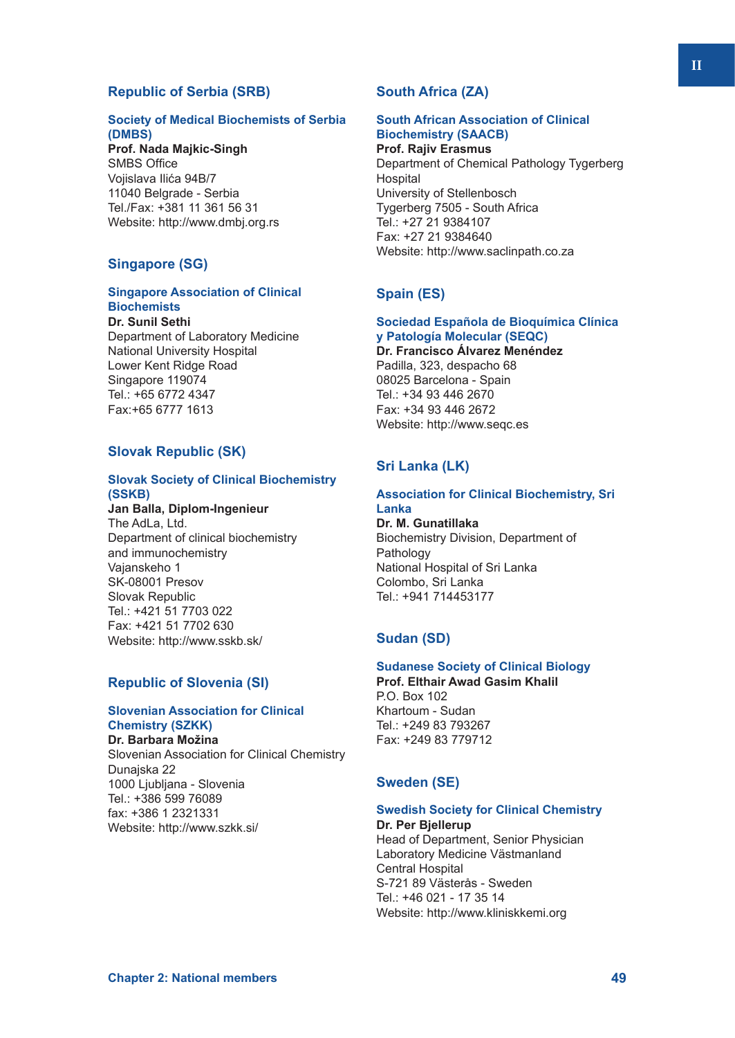## Republic of Serbia (SRB)

### Society of Medical Biochemists of Serbia (DMBS)

**Prof. Nada Majkic-Singh**
SMBS Office
Vojislava Ilića 94B/7
11040 Belgrade - Serbia
Tel./Fax: +381 11 361 56 31
Website: http://www.dmbj.org.rs

## Singapore (SG)

### Singapore Association of Clinical Biochemists

**Dr. Sunil Sethi**
Department of Laboratory Medicine
National University Hospital
Lower Kent Ridge Road
Singapore 119074
Tel.: +65 6772 4347
Fax:+65 6777 1613

## Slovak Republic (SK)

### Slovak Society of Clinical Biochemistry (SSKB)

**Jan Balla, Diplom-Ingenieur**
The AdLa, Ltd.
Department of clinical biochemistry and immunochemistry
Vajanskeho 1
SK-08001 Presov
Slovak Republic
Tel.: +421 51 7703 022
Fax: +421 51 7702 630
Website: http://www.sskb.sk/

## Republic of Slovenia (SI)

### Slovenian Association for Clinical Chemistry (SZKK)

**Dr. Barbara Možina**
Slovenian Association for Clinical Chemistry
Dunajska 22
1000 Ljubljana - Slovenia
Tel.: +386 599 76089
fax: +386 1 2321331
Website: http://www.szkk.si/

## South Africa (ZA)

### South African Association of Clinical Biochemistry (SAACB)

**Prof. Rajiv Erasmus**
Department of Chemical Pathology Tygerberg Hospital
University of Stellenbosch
Tygerberg 7505 - South Africa
Tel.: +27 21 9384107
Fax: +27 21 9384640
Website: http://www.saclinpath.co.za

## Spain (ES)

### Sociedad Española de Bioquímica Clínica y Patología Molecular (SEQC)

**Dr. Francisco Álvarez Menéndez**
Padilla, 323, despacho 68
08025 Barcelona - Spain
Tel.: +34 93 446 2670
Fax: +34 93 446 2672
Website: http://www.seqc.es

## Sri Lanka (LK)

### Association for Clinical Biochemistry, Sri Lanka

**Dr. M. Gunatillaka**
Biochemistry Division, Department of Pathology
National Hospital of Sri Lanka
Colombo, Sri Lanka
Tel.: +941 714453177

## Sudan (SD)

### Sudanese Society of Clinical Biology

**Prof. Elthair Awad Gasim Khalil**
P.O. Box 102
Khartoum - Sudan
Tel.: +249 83 793267
Fax: +249 83 779712

## Sweden (SE)

### Swedish Society for Clinical Chemistry

**Dr. Per Bjellerup**
Head of Department, Senior Physician
Laboratory Medicine Västmanland
Central Hospital
S-721 89 Västerås - Sweden
Tel.: +46 021 - 17 35 14
Website: http://www.kliniskkemi.org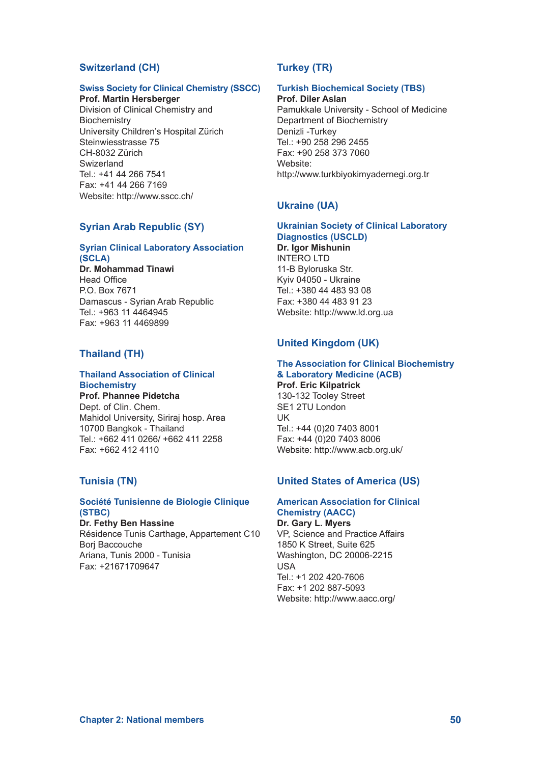## Switzerland (CH)

### Swiss Society for Clinical Chemistry (SSCC)

**Prof. Martin Hersberger**
Division of Clinical Chemistry and Biochemistry
University Children's Hospital Zürich
Steinwiesstrasse 75
CH-8032 Zürich
Swizerland
Tel.: +41 44 266 7541
Fax: +41 44 266 7169
Website: http://www.sscc.ch/

## Syrian Arab Republic (SY)

### Syrian Clinical Laboratory Association (SCLA)

**Dr. Mohammad Tinawi**
Head Office
P.O. Box 7671
Damascus - Syrian Arab Republic
Tel.: +963 11 4464945
Fax: +963 11 4469899

## Thailand (TH)

### Thailand Association of Clinical Biochemistry

**Prof. Phannee Pidetcha**
Dept. of Clin. Chem.
Mahidol University, Siriraj hosp. Area
10700 Bangkok - Thailand
Tel.: +662 411 0266/ +662 411 2258
Fax: +662 412 4110

## Tunisia (TN)

### Société Tunisienne de Biologie Clinique (STBC)

**Dr. Fethy Ben Hassine**
Résidence Tunis Carthage, Appartement C10
Borj Baccouche
Ariana, Tunis 2000 - Tunisia
Fax: +21671709647

## Turkey (TR)

### Turkish Biochemical Society (TBS)

**Prof. Diler Aslan**
Pamukkale University - School of Medicine
Department of Biochemistry
Denizli -Turkey
Tel.: +90 258 296 2455
Fax: +90 258 373 7060
Website:
http://www.turkbiyokimyadernegi.org.tr

## Ukraine (UA)

### Ukrainian Society of Clinical Laboratory Diagnostics (USCLD)

**Dr. Igor Mishunin**
INTERO LTD
11-B Byloruska Str.
Kyiv 04050 - Ukraine
Tel.: +380 44 483 93 08
Fax: +380 44 483 91 23
Website: http://www.ld.org.ua

## United Kingdom (UK)

### The Association for Clinical Biochemistry & Laboratory Medicine (ACB)

**Prof. Eric Kilpatrick**
130-132 Tooley Street
SE1 2TU London
UK
Tel.: +44 (0)20 7403 8001
Fax: +44 (0)20 7403 8006
Website: http://www.acb.org.uk/

## United States of America (US)

### American Association for Clinical Chemistry (AACC)

**Dr. Gary L. Myers**
VP, Science and Practice Affairs
1850 K Street, Suite 625
Washington, DC 20006-2215
USA
Tel.: +1 202 420-7606
Fax: +1 202 887-5093
Website: http://www.aacc.org/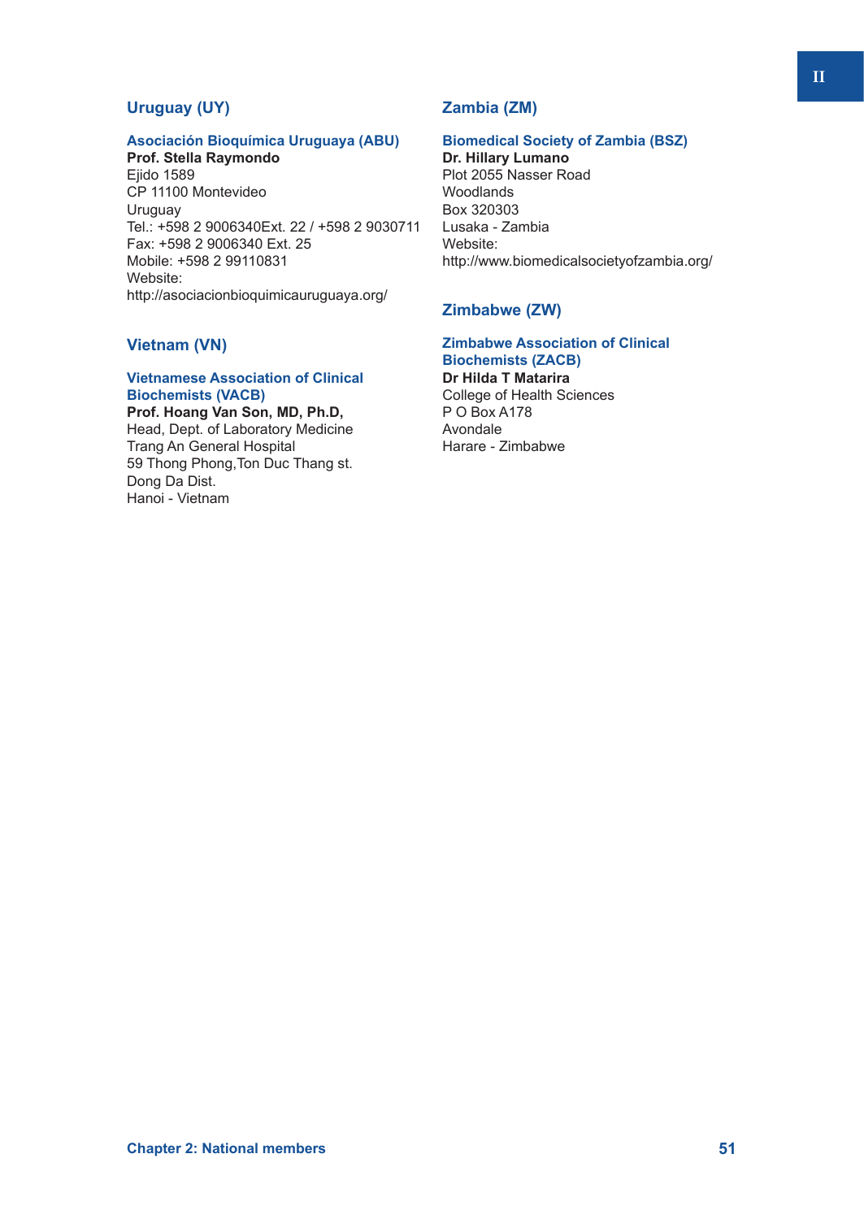## Uruguay (UY)

### Asociación Bioquímica Uruguaya (ABU)

**Prof. Stella Raymondo**
Ejido 1589
CP 11100 Montevideo
Uruguay
Tel.: +598 2 9006340Ext. 22 / +598 2 9030711
Fax: +598 2 9006340 Ext. 25
Mobile: +598 2 99110831
Website:
http://asociacionbioquimicauruguaya.org/

## Vietnam (VN)

### Vietnamese Association of Clinical Biochemists (VACB)

**Prof. Hoang Van Son, MD, Ph.D,**
Head, Dept. of Laboratory Medicine
Trang An General Hospital
59 Thong Phong,Ton Duc Thang st.
Dong Da Dist.
Hanoi - Vietnam

## Zambia (ZM)

### Biomedical Society of Zambia (BSZ)

**Dr. Hillary Lumano**
Plot 2055 Nasser Road
Woodlands
Box 320303
Lusaka - Zambia
Website:
http://www.biomedicalsocietyofzambia.org/

## Zimbabwe (ZW)

### Zimbabwe Association of Clinical Biochemists (ZACB)

**Dr Hilda T Matarira**
College of Health Sciences
P O Box A178
Avondale
Harare - Zimbabwe